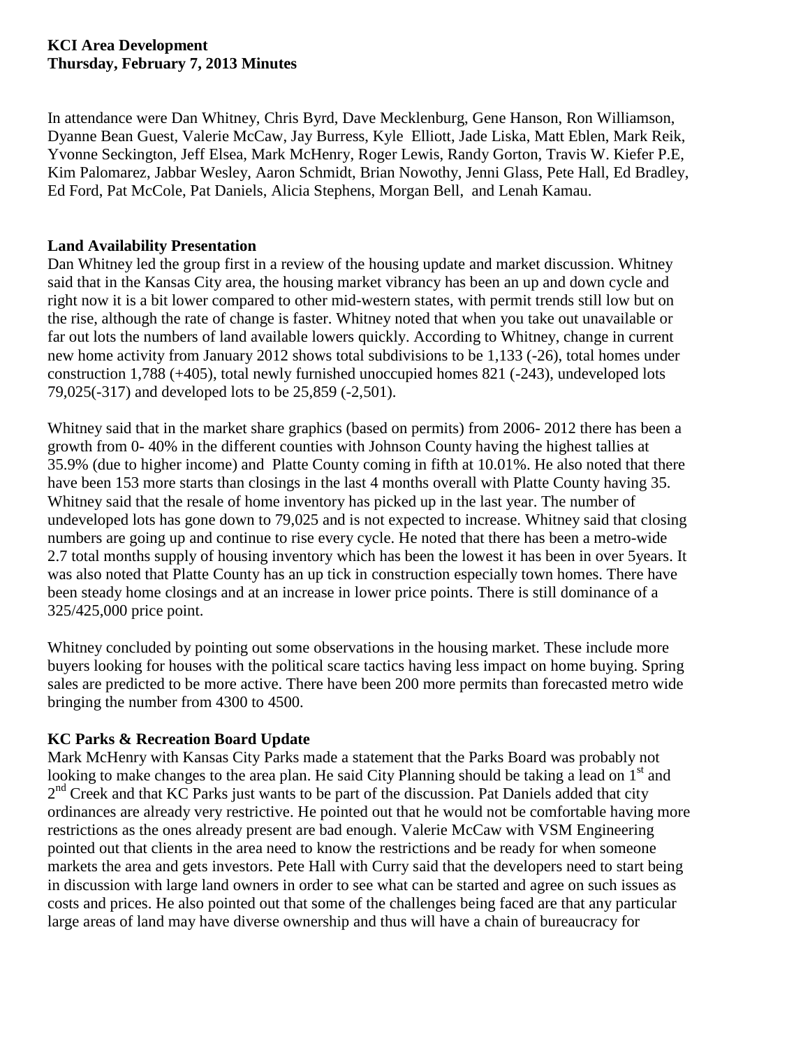**KCI Area Development**
**Thursday, February 7, 2013 Minutes**

In attendance were Dan Whitney, Chris Byrd, Dave Mecklenburg, Gene Hanson, Ron Williamson, Dyanne Bean Guest, Valerie McCaw, Jay Burress, Kyle Elliott, Jade Liska, Matt Eblen, Mark Reik, Yvonne Seckington, Jeff Elsea, Mark McHenry, Roger Lewis, Randy Gorton, Travis W. Kiefer P.E, Kim Palomarez, Jabbar Wesley, Aaron Schmidt, Brian Nowothy, Jenni Glass, Pete Hall, Ed Bradley, Ed Ford, Pat McCole, Pat Daniels, Alicia Stephens, Morgan Bell, and Lenah Kamau.

**Land Availability Presentation**

Dan Whitney led the group first in a review of the housing update and market discussion. Whitney said that in the Kansas City area, the housing market vibrancy has been an up and down cycle and right now it is a bit lower compared to other mid-western states, with permit trends still low but on the rise, although the rate of change is faster. Whitney noted that when you take out unavailable or far out lots the numbers of land available lowers quickly. According to Whitney, change in current new home activity from January 2012 shows total subdivisions to be 1,133 (-26), total homes under construction 1,788 (+405), total newly furnished unoccupied homes 821 (-243), undeveloped lots 79,025(-317) and developed lots to be 25,859 (-2,501).

Whitney said that in the market share graphics (based on permits) from 2006- 2012 there has been a growth from 0- 40% in the different counties with Johnson County having the highest tallies at 35.9% (due to higher income) and Platte County coming in fifth at 10.01%. He also noted that there have been 153 more starts than closings in the last 4 months overall with Platte County having 35. Whitney said that the resale of home inventory has picked up in the last year. The number of undeveloped lots has gone down to 79,025 and is not expected to increase. Whitney said that closing numbers are going up and continue to rise every cycle. He noted that there has been a metro-wide 2.7 total months supply of housing inventory which has been the lowest it has been in over 5years. It was also noted that Platte County has an up tick in construction especially town homes. There have been steady home closings and at an increase in lower price points. There is still dominance of a 325/425,000 price point.

Whitney concluded by pointing out some observations in the housing market. These include more buyers looking for houses with the political scare tactics having less impact on home buying. Spring sales are predicted to be more active. There have been 200 more permits than forecasted metro wide bringing the number from 4300 to 4500.

**KC Parks & Recreation Board Update**

Mark McHenry with Kansas City Parks made a statement that the Parks Board was probably not looking to make changes to the area plan. He said City Planning should be taking a lead on 1st and 2nd Creek and that KC Parks just wants to be part of the discussion. Pat Daniels added that city ordinances are already very restrictive. He pointed out that he would not be comfortable having more restrictions as the ones already present are bad enough. Valerie McCaw with VSM Engineering pointed out that clients in the area need to know the restrictions and be ready for when someone markets the area and gets investors. Pete Hall with Curry said that the developers need to start being in discussion with large land owners in order to see what can be started and agree on such issues as costs and prices. He also pointed out that some of the challenges being faced are that any particular large areas of land may have diverse ownership and thus will have a chain of bureaucracy for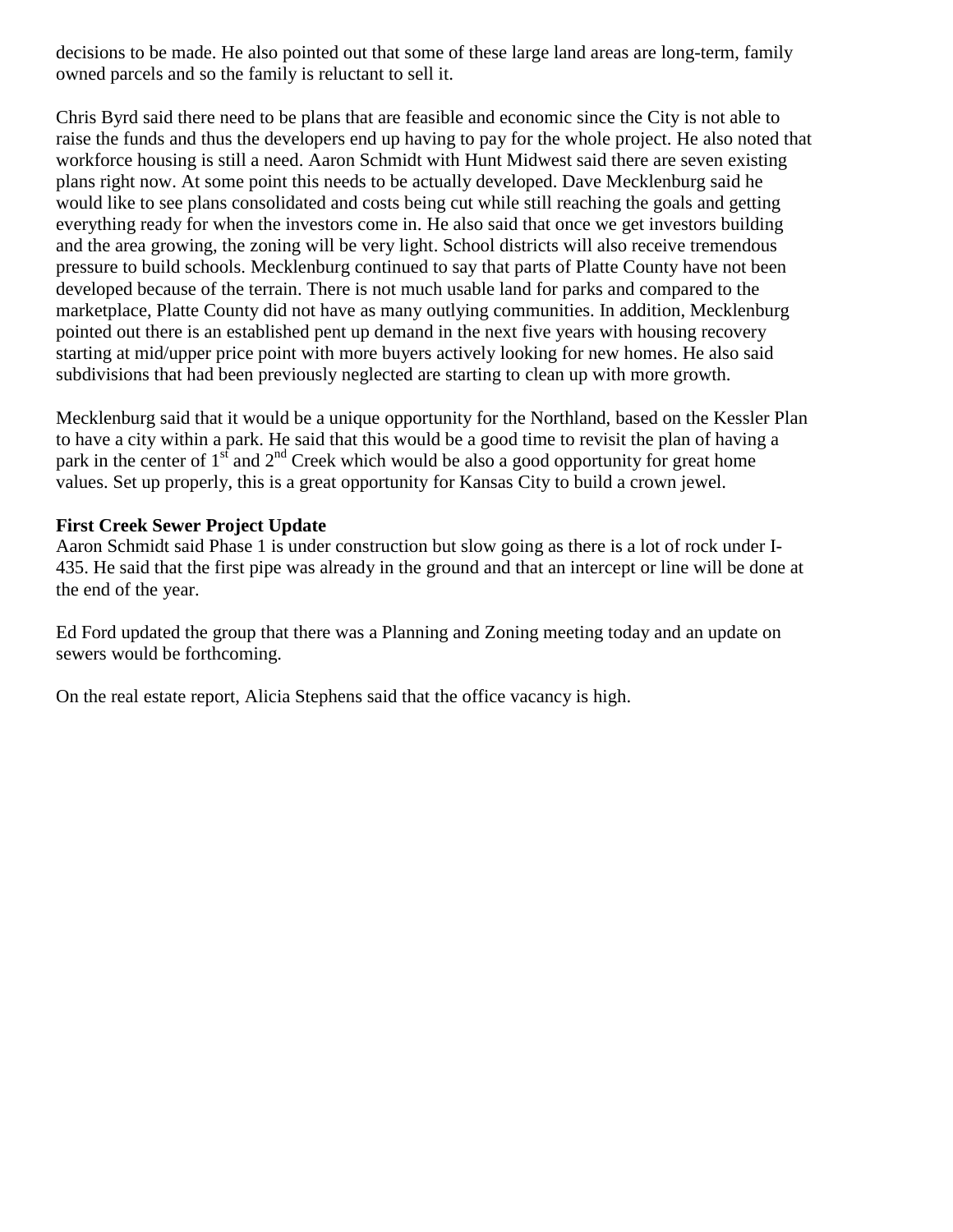decisions to be made. He also pointed out that some of these large land areas are long-term, family owned parcels and so the family is reluctant to sell it.

Chris Byrd said there need to be plans that are feasible and economic since the City is not able to raise the funds and thus the developers end up having to pay for the whole project. He also noted that workforce housing is still a need. Aaron Schmidt with Hunt Midwest said there are seven existing plans right now. At some point this needs to be actually developed. Dave Mecklenburg said he would like to see plans consolidated and costs being cut while still reaching the goals and getting everything ready for when the investors come in. He also said that once we get investors building and the area growing, the zoning will be very light. School districts will also receive tremendous pressure to build schools. Mecklenburg continued to say that parts of Platte County have not been developed because of the terrain. There is not much usable land for parks and compared to the marketplace, Platte County did not have as many outlying communities. In addition, Mecklenburg pointed out there is an established pent up demand in the next five years with housing recovery starting at mid/upper price point with more buyers actively looking for new homes. He also said subdivisions that had been previously neglected are starting to clean up with more growth.

Mecklenburg said that it would be a unique opportunity for the Northland, based on the Kessler Plan to have a city within a park. He said that this would be a good time to revisit the plan of having a park in the center of 1st and 2nd Creek which would be also a good opportunity for great home values. Set up properly, this is a great opportunity for Kansas City to build a crown jewel.

**First Creek Sewer Project Update**

Aaron Schmidt said Phase 1 is under construction but slow going as there is a lot of rock under I-435. He said that the first pipe was already in the ground and that an intercept or line will be done at the end of the year.

Ed Ford updated the group that there was a Planning and Zoning meeting today and an update on sewers would be forthcoming.

On the real estate report, Alicia Stephens said that the office vacancy is high.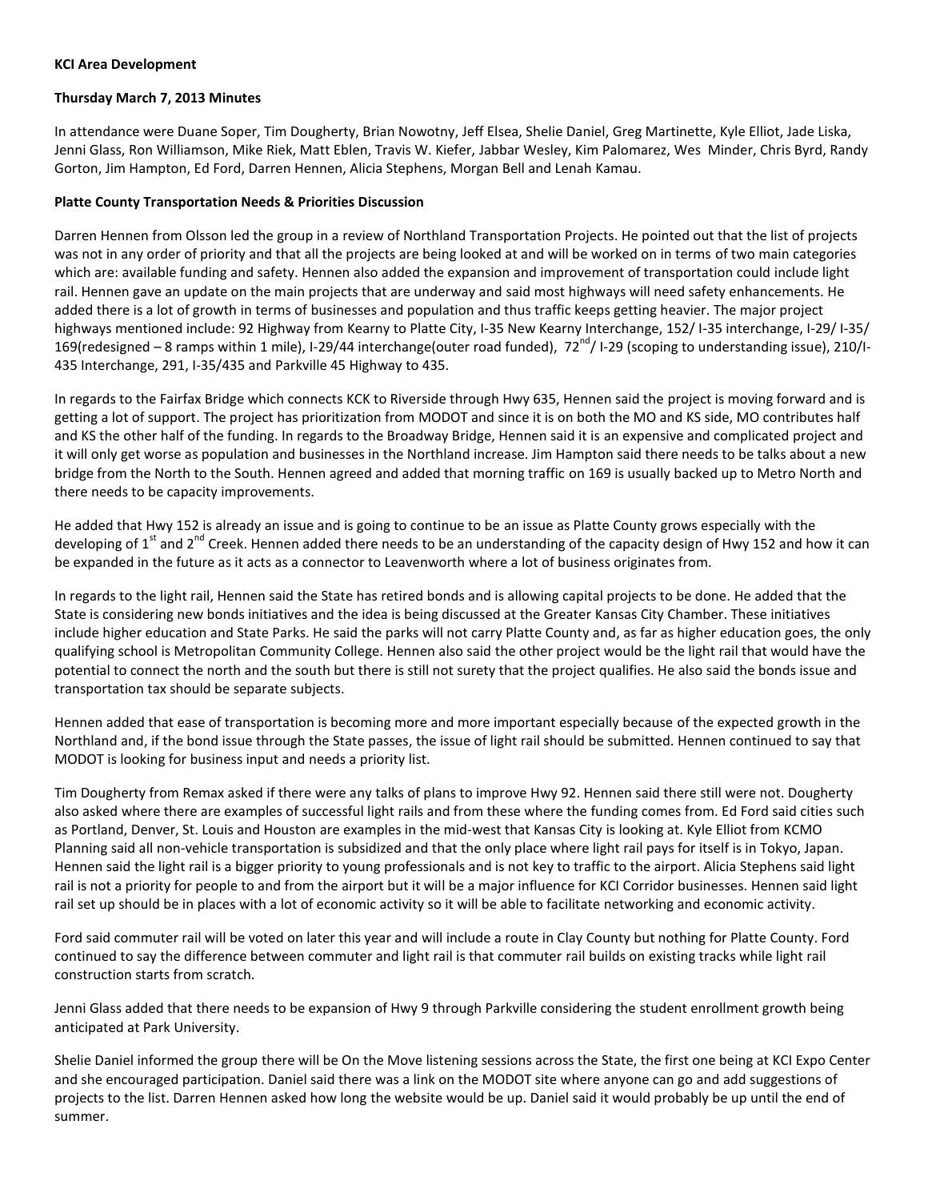**KCI Area Development**

**Thursday March 7, 2013 Minutes**

In attendance were Duane Soper, Tim Dougherty, Brian Nowotny, Jeff Elsea, Shelie Daniel, Greg Martinette, Kyle Elliot, Jade Liska, Jenni Glass, Ron Williamson, Mike Riek, Matt Eblen, Travis W. Kiefer, Jabbar Wesley, Kim Palomarez, Wes Minder, Chris Byrd, Randy Gorton, Jim Hampton, Ed Ford, Darren Hennen, Alicia Stephens, Morgan Bell and Lenah Kamau.

**Platte County Transportation Needs & Priorities Discussion**

Darren Hennen from Olsson led the group in a review of Northland Transportation Projects. He pointed out that the list of projects was not in any order of priority and that all the projects are being looked at and will be worked on in terms of two main categories which are: available funding and safety. Hennen also added the expansion and improvement of transportation could include light rail. Hennen gave an update on the main projects that are underway and said most highways will need safety enhancements. He added there is a lot of growth in terms of businesses and population and thus traffic keeps getting heavier. The major project highways mentioned include: 92 Highway from Kearny to Platte City, I-35 New Kearny Interchange, 152/ I-35 interchange, I-29/ I-35/ 169(redesigned – 8 ramps within 1 mile), I-29/44 interchange(outer road funded), 72nd/ I-29 (scoping to understanding issue), 210/I-435 Interchange, 291, I-35/435 and Parkville 45 Highway to 435.

In regards to the Fairfax Bridge which connects KCK to Riverside through Hwy 635, Hennen said the project is moving forward and is getting a lot of support. The project has prioritization from MODOT and since it is on both the MO and KS side, MO contributes half and KS the other half of the funding. In regards to the Broadway Bridge, Hennen said it is an expensive and complicated project and it will only get worse as population and businesses in the Northland increase. Jim Hampton said there needs to be talks about a new bridge from the North to the South. Hennen agreed and added that morning traffic on 169 is usually backed up to Metro North and there needs to be capacity improvements.

He added that Hwy 152 is already an issue and is going to continue to be an issue as Platte County grows especially with the developing of 1st and 2nd Creek. Hennen added there needs to be an understanding of the capacity design of Hwy 152 and how it can be expanded in the future as it acts as a connector to Leavenworth where a lot of business originates from.

In regards to the light rail, Hennen said the State has retired bonds and is allowing capital projects to be done. He added that the State is considering new bonds initiatives and the idea is being discussed at the Greater Kansas City Chamber. These initiatives include higher education and State Parks. He said the parks will not carry Platte County and, as far as higher education goes, the only qualifying school is Metropolitan Community College. Hennen also said the other project would be the light rail that would have the potential to connect the north and the south but there is still not surety that the project qualifies. He also said the bonds issue and transportation tax should be separate subjects.

Hennen added that ease of transportation is becoming more and more important especially because of the expected growth in the Northland and, if the bond issue through the State passes, the issue of light rail should be submitted. Hennen continued to say that MODOT is looking for business input and needs a priority list.

Tim Dougherty from Remax asked if there were any talks of plans to improve Hwy 92. Hennen said there still were not. Dougherty also asked where there are examples of successful light rails and from these where the funding comes from. Ed Ford said cities such as Portland, Denver, St. Louis and Houston are examples in the mid-west that Kansas City is looking at. Kyle Elliot from KCMO Planning said all non-vehicle transportation is subsidized and that the only place where light rail pays for itself is in Tokyo, Japan. Hennen said the light rail is a bigger priority to young professionals and is not key to traffic to the airport. Alicia Stephens said light rail is not a priority for people to and from the airport but it will be a major influence for KCI Corridor businesses. Hennen said light rail set up should be in places with a lot of economic activity so it will be able to facilitate networking and economic activity.

Ford said commuter rail will be voted on later this year and will include a route in Clay County but nothing for Platte County. Ford continued to say the difference between commuter and light rail is that commuter rail builds on existing tracks while light rail construction starts from scratch.

Jenni Glass added that there needs to be expansion of Hwy 9 through Parkville considering the student enrollment growth being anticipated at Park University.

Shelie Daniel informed the group there will be On the Move listening sessions across the State, the first one being at KCI Expo Center and she encouraged participation. Daniel said there was a link on the MODOT site where anyone can go and add suggestions of projects to the list. Darren Hennen asked how long the website would be up. Daniel said it would probably be up until the end of summer.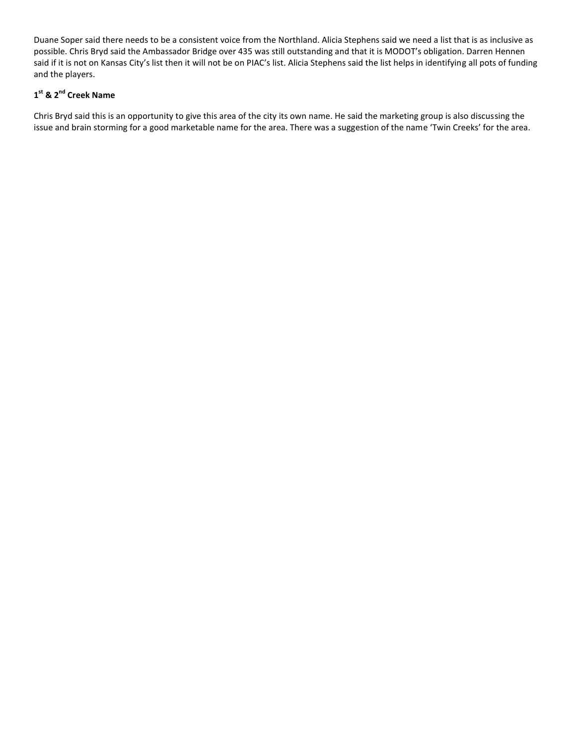Duane Soper said there needs to be a consistent voice from the Northland. Alicia Stephens said we need a list that is as inclusive as possible. Chris Bryd said the Ambassador Bridge over 435 was still outstanding and that it is MODOT's obligation. Darren Hennen said if it is not on Kansas City's list then it will not be on PIAC's list. Alicia Stephens said the list helps in identifying all pots of funding and the players.

**1st & 2nd Creek Name**

Chris Bryd said this is an opportunity to give this area of the city its own name. He said the marketing group is also discussing the issue and brain storming for a good marketable name for the area. There was a suggestion of the name 'Twin Creeks' for the area.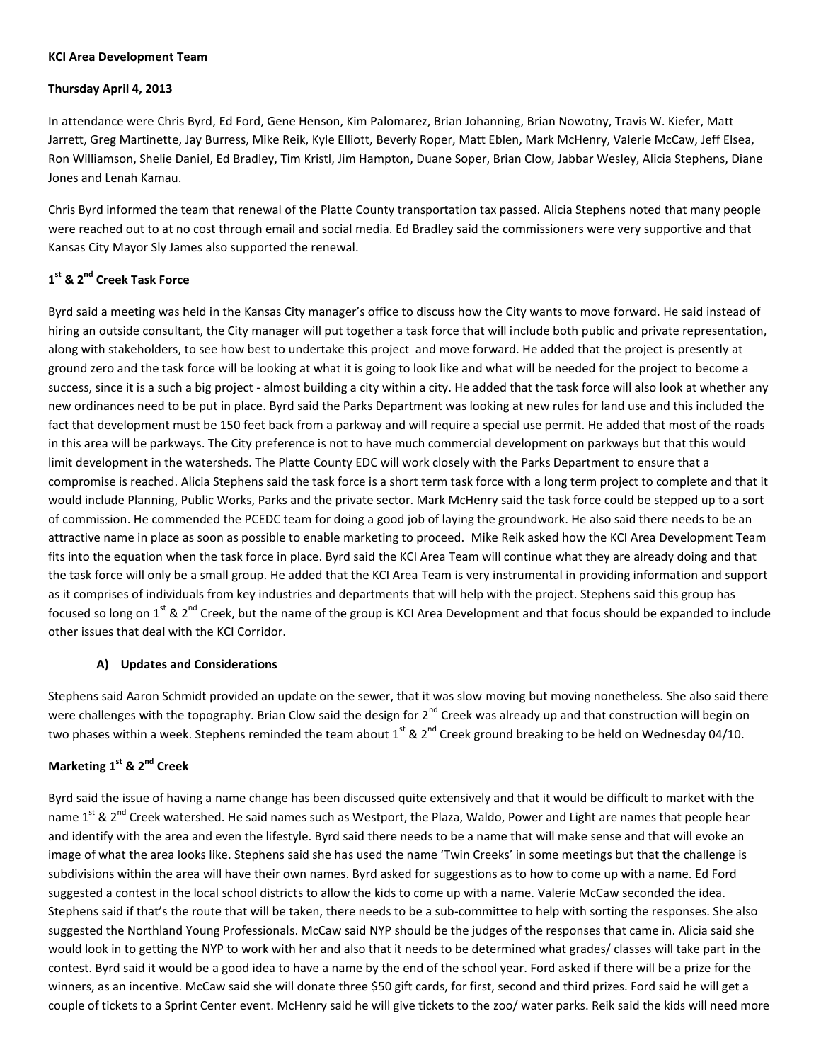**KCI Area Development Team**

**Thursday April 4, 2013**

In attendance were Chris Byrd, Ed Ford, Gene Henson, Kim Palomarez, Brian Johanning, Brian Nowotny, Travis W. Kiefer, Matt Jarrett, Greg Martinette, Jay Burress, Mike Reik, Kyle Elliott, Beverly Roper, Matt Eblen, Mark McHenry, Valerie McCaw, Jeff Elsea, Ron Williamson, Shelie Daniel, Ed Bradley, Tim Kristl, Jim Hampton, Duane Soper, Brian Clow, Jabbar Wesley, Alicia Stephens, Diane Jones and Lenah Kamau.

Chris Byrd informed the team that renewal of the Platte County transportation tax passed. Alicia Stephens noted that many people were reached out to at no cost through email and social media. Ed Bradley said the commissioners were very supportive and that Kansas City Mayor Sly James also supported the renewal.

## 1st & 2nd Creek Task Force

Byrd said a meeting was held in the Kansas City manager's office to discuss how the City wants to move forward. He said instead of hiring an outside consultant, the City manager will put together a task force that will include both public and private representation, along with stakeholders, to see how best to undertake this project and move forward. He added that the project is presently at ground zero and the task force will be looking at what it is going to look like and what will be needed for the project to become a success, since it is a such a big project - almost building a city within a city. He added that the task force will also look at whether any new ordinances need to be put in place. Byrd said the Parks Department was looking at new rules for land use and this included the fact that development must be 150 feet back from a parkway and will require a special use permit. He added that most of the roads in this area will be parkways. The City preference is not to have much commercial development on parkways but that this would limit development in the watersheds. The Platte County EDC will work closely with the Parks Department to ensure that a compromise is reached. Alicia Stephens said the task force is a short term task force with a long term project to complete and that it would include Planning, Public Works, Parks and the private sector. Mark McHenry said the task force could be stepped up to a sort of commission. He commended the PCEDC team for doing a good job of laying the groundwork. He also said there needs to be an attractive name in place as soon as possible to enable marketing to proceed. Mike Reik asked how the KCI Area Development Team fits into the equation when the task force in place. Byrd said the KCI Area Team will continue what they are already doing and that the task force will only be a small group. He added that the KCI Area Team is very instrumental in providing information and support as it comprises of individuals from key industries and departments that will help with the project. Stephens said this group has focused so long on 1st & 2nd Creek, but the name of the group is KCI Area Development and that focus should be expanded to include other issues that deal with the KCI Corridor.

### A) Updates and Considerations

Stephens said Aaron Schmidt provided an update on the sewer, that it was slow moving but moving nonetheless. She also said there were challenges with the topography. Brian Clow said the design for 2nd Creek was already up and that construction will begin on two phases within a week. Stephens reminded the team about 1st & 2nd Creek ground breaking to be held on Wednesday 04/10.

## Marketing 1st & 2nd Creek

Byrd said the issue of having a name change has been discussed quite extensively and that it would be difficult to market with the name 1st & 2nd Creek watershed. He said names such as Westport, the Plaza, Waldo, Power and Light are names that people hear and identify with the area and even the lifestyle. Byrd said there needs to be a name that will make sense and that will evoke an image of what the area looks like. Stephens said she has used the name 'Twin Creeks' in some meetings but that the challenge is subdivisions within the area will have their own names. Byrd asked for suggestions as to how to come up with a name. Ed Ford suggested a contest in the local school districts to allow the kids to come up with a name. Valerie McCaw seconded the idea. Stephens said if that's the route that will be taken, there needs to be a sub-committee to help with sorting the responses. She also suggested the Northland Young Professionals. McCaw said NYP should be the judges of the responses that came in. Alicia said she would look in to getting the NYP to work with her and also that it needs to be determined what grades/ classes will take part in the contest. Byrd said it would be a good idea to have a name by the end of the school year. Ford asked if there will be a prize for the winners, as an incentive. McCaw said she will donate three $50 gift cards, for first, second and third prizes. Ford said he will get a couple of tickets to a Sprint Center event. McHenry said he will give tickets to the zoo/ water parks. Reik said the kids will need more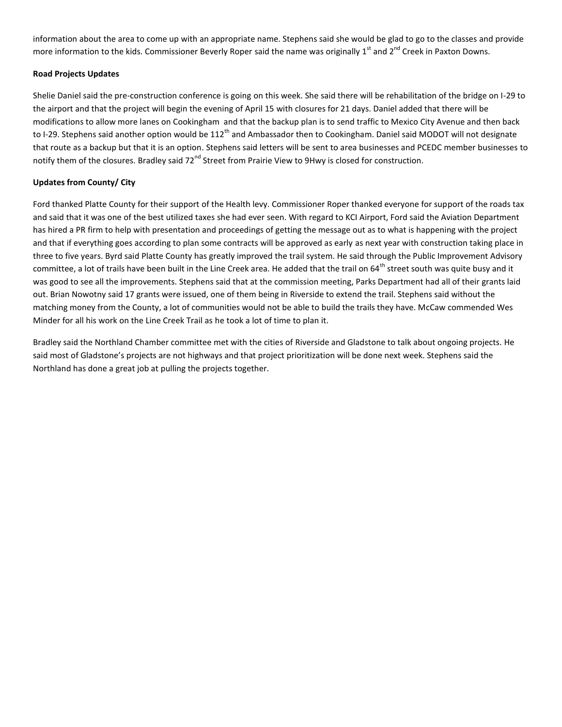information about the area to come up with an appropriate name. Stephens said she would be glad to go to the classes and provide more information to the kids. Commissioner Beverly Roper said the name was originally 1st and 2nd Creek in Paxton Downs.

**Road Projects Updates**

Shelie Daniel said the pre-construction conference is going on this week. She said there will be rehabilitation of the bridge on I-29 to the airport and that the project will begin the evening of April 15 with closures for 21 days. Daniel added that there will be modifications to allow more lanes on Cookingham and that the backup plan is to send traffic to Mexico City Avenue and then back to I-29. Stephens said another option would be 112th and Ambassador then to Cookingham. Daniel said MODOT will not designate that route as a backup but that it is an option. Stephens said letters will be sent to area businesses and PCEDC member businesses to notify them of the closures. Bradley said 72nd Street from Prairie View to 9Hwy is closed for construction.

**Updates from County/ City**

Ford thanked Platte County for their support of the Health levy. Commissioner Roper thanked everyone for support of the roads tax and said that it was one of the best utilized taxes she had ever seen. With regard to KCI Airport, Ford said the Aviation Department has hired a PR firm to help with presentation and proceedings of getting the message out as to what is happening with the project and that if everything goes according to plan some contracts will be approved as early as next year with construction taking place in three to five years. Byrd said Platte County has greatly improved the trail system. He said through the Public Improvement Advisory committee, a lot of trails have been built in the Line Creek area. He added that the trail on 64th street south was quite busy and it was good to see all the improvements. Stephens said that at the commission meeting, Parks Department had all of their grants laid out. Brian Nowotny said 17 grants were issued, one of them being in Riverside to extend the trail. Stephens said without the matching money from the County, a lot of communities would not be able to build the trails they have. McCaw commended Wes Minder for all his work on the Line Creek Trail as he took a lot of time to plan it.

Bradley said the Northland Chamber committee met with the cities of Riverside and Gladstone to talk about ongoing projects. He said most of Gladstone's projects are not highways and that project prioritization will be done next week. Stephens said the Northland has done a great job at pulling the projects together.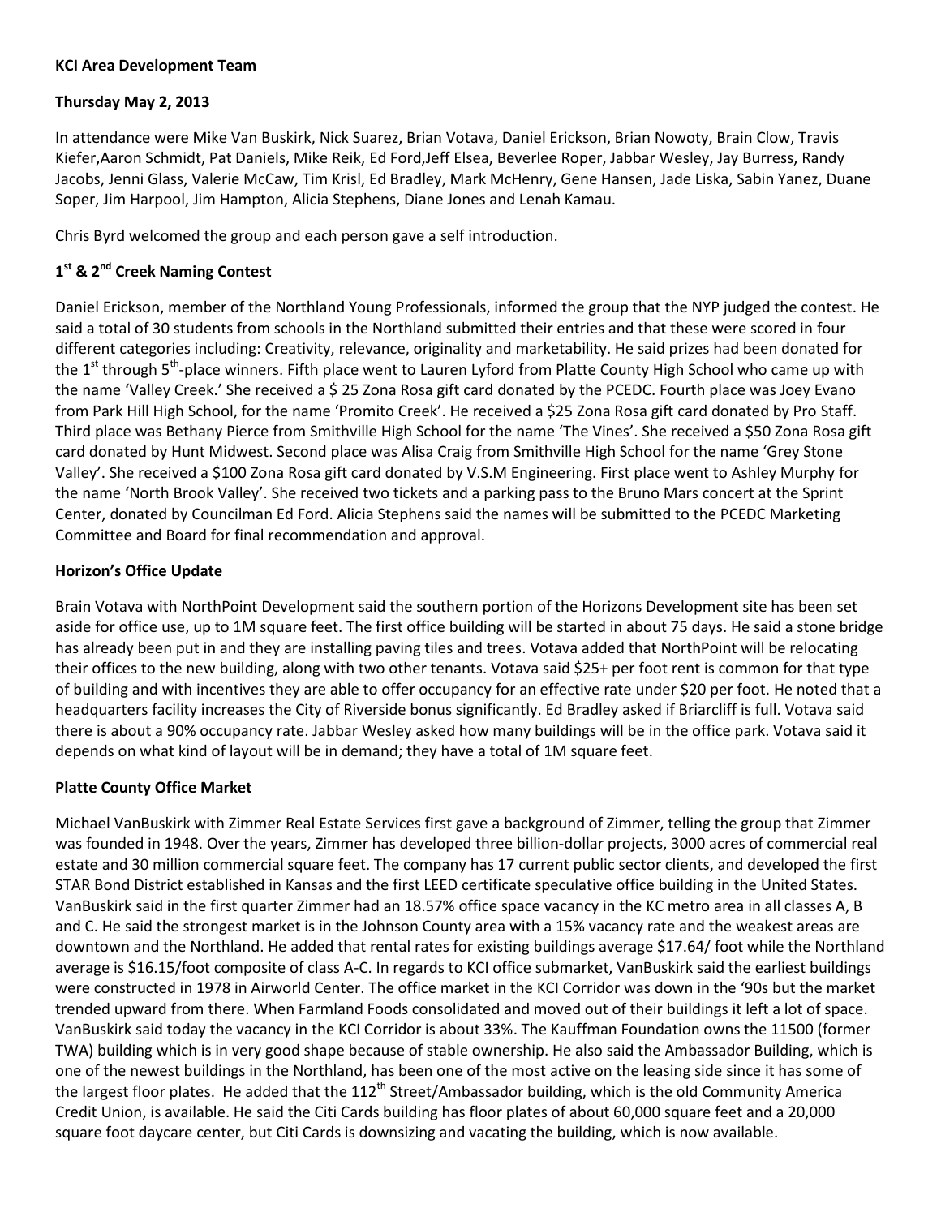**KCI Area Development Team**

**Thursday May 2, 2013**

In attendance were Mike Van Buskirk, Nick Suarez, Brian Votava, Daniel Erickson, Brian Nowoty, Brain Clow, Travis Kiefer,Aaron Schmidt, Pat Daniels, Mike Reik, Ed Ford,Jeff Elsea, Beverlee Roper, Jabbar Wesley, Jay Burress, Randy Jacobs, Jenni Glass, Valerie McCaw, Tim Krisl, Ed Bradley, Mark McHenry, Gene Hansen, Jade Liska, Sabin Yanez, Duane Soper, Jim Harpool, Jim Hampton, Alicia Stephens, Diane Jones and Lenah Kamau.

Chris Byrd welcomed the group and each person gave a self introduction.

## 1st & 2nd Creek Naming Contest

Daniel Erickson, member of the Northland Young Professionals, informed the group that the NYP judged the contest. He said a total of 30 students from schools in the Northland submitted their entries and that these were scored in four different categories including: Creativity, relevance, originality and marketability. He said prizes had been donated for the 1st through 5th-place winners. Fifth place went to Lauren Lyford from Platte County High School who came up with the name 'Valley Creek.' She received a $ 25 Zona Rosa gift card donated by the PCEDC. Fourth place was Joey Evano from Park Hill High School, for the name 'Promito Creek'. He received a $25 Zona Rosa gift card donated by Pro Staff. Third place was Bethany Pierce from Smithville High School for the name 'The Vines'. She received a $50 Zona Rosa gift card donated by Hunt Midwest. Second place was Alisa Craig from Smithville High School for the name 'Grey Stone Valley'. She received a $100 Zona Rosa gift card donated by V.S.M Engineering. First place went to Ashley Murphy for the name 'North Brook Valley'. She received two tickets and a parking pass to the Bruno Mars concert at the Sprint Center, donated by Councilman Ed Ford. Alicia Stephens said the names will be submitted to the PCEDC Marketing Committee and Board for final recommendation and approval.

## Horizon's Office Update

Brain Votava with NorthPoint Development said the southern portion of the Horizons Development site has been set aside for office use, up to 1M square feet. The first office building will be started in about 75 days. He said a stone bridge has already been put in and they are installing paving tiles and trees. Votava added that NorthPoint will be relocating their offices to the new building, along with two other tenants. Votava said $25+ per foot rent is common for that type of building and with incentives they are able to offer occupancy for an effective rate under $20 per foot. He noted that a headquarters facility increases the City of Riverside bonus significantly. Ed Bradley asked if Briarcliff is full. Votava said there is about a 90% occupancy rate. Jabbar Wesley asked how many buildings will be in the office park. Votava said it depends on what kind of layout will be in demand; they have a total of 1M square feet.

## Platte County Office Market

Michael VanBuskirk with Zimmer Real Estate Services first gave a background of Zimmer, telling the group that Zimmer was founded in 1948. Over the years, Zimmer has developed three billion-dollar projects, 3000 acres of commercial real estate and 30 million commercial square feet. The company has 17 current public sector clients, and developed the first STAR Bond District established in Kansas and the first LEED certificate speculative office building in the United States. VanBuskirk said in the first quarter Zimmer had an 18.57% office space vacancy in the KC metro area in all classes A, B and C. He said the strongest market is in the Johnson County area with a 15% vacancy rate and the weakest areas are downtown and the Northland. He added that rental rates for existing buildings average $17.64/ foot while the Northland average is $16.15/foot composite of class A-C. In regards to KCI office submarket, VanBuskirk said the earliest buildings were constructed in 1978 in Airworld Center. The office market in the KCI Corridor was down in the '90s but the market trended upward from there. When Farmland Foods consolidated and moved out of their buildings it left a lot of space. VanBuskirk said today the vacancy in the KCI Corridor is about 33%. The Kauffman Foundation owns the 11500 (former TWA) building which is in very good shape because of stable ownership. He also said the Ambassador Building, which is one of the newest buildings in the Northland, has been one of the most active on the leasing side since it has some of the largest floor plates. He added that the 112th Street/Ambassador building, which is the old Community America Credit Union, is available. He said the Citi Cards building has floor plates of about 60,000 square feet and a 20,000 square foot daycare center, but Citi Cards is downsizing and vacating the building, which is now available.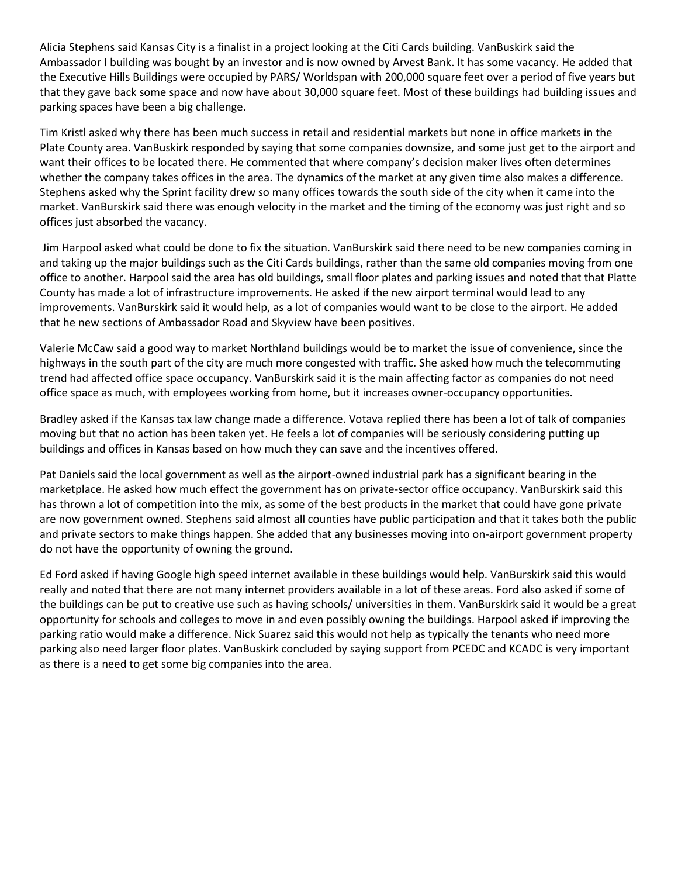Alicia Stephens said Kansas City is a finalist in a project looking at the Citi Cards building. VanBuskirk said the Ambassador I building was bought by an investor and is now owned by Arvest Bank. It has some vacancy. He added that the Executive Hills Buildings were occupied by PARS/ Worldspan with 200,000 square feet over a period of five years but that they gave back some space and now have about 30,000 square feet. Most of these buildings had building issues and parking spaces have been a big challenge.

Tim Kristl asked why there has been much success in retail and residential markets but none in office markets in the Plate County area. VanBuskirk responded by saying that some companies downsize, and some just get to the airport and want their offices to be located there. He commented that where company's decision maker lives often determines whether the company takes offices in the area. The dynamics of the market at any given time also makes a difference. Stephens asked why the Sprint facility drew so many offices towards the south side of the city when it came into the market. VanBurskirk said there was enough velocity in the market and the timing of the economy was just right and so offices just absorbed the vacancy.

Jim Harpool asked what could be done to fix the situation. VanBurskirk said there need to be new companies coming in and taking up the major buildings such as the Citi Cards buildings, rather than the same old companies moving from one office to another. Harpool said the area has old buildings, small floor plates and parking issues and noted that that Platte County has made a lot of infrastructure improvements. He asked if the new airport terminal would lead to any improvements. VanBurskirk said it would help, as a lot of companies would want to be close to the airport. He added that he new sections of Ambassador Road and Skyview have been positives.

Valerie McCaw said a good way to market Northland buildings would be to market the issue of convenience, since the highways in the south part of the city are much more congested with traffic. She asked how much the telecommuting trend had affected office space occupancy. VanBurskirk said it is the main affecting factor as companies do not need office space as much, with employees working from home, but it increases owner-occupancy opportunities.

Bradley asked if the Kansas tax law change made a difference. Votava replied there has been a lot of talk of companies moving but that no action has been taken yet. He feels a lot of companies will be seriously considering putting up buildings and offices in Kansas based on how much they can save and the incentives offered.

Pat Daniels said the local government as well as the airport-owned industrial park has a significant bearing in the marketplace. He asked how much effect the government has on private-sector office occupancy. VanBurskirk said this has thrown a lot of competition into the mix, as some of the best products in the market that could have gone private are now government owned. Stephens said almost all counties have public participation and that it takes both the public and private sectors to make things happen. She added that any businesses moving into on-airport government property do not have the opportunity of owning the ground.

Ed Ford asked if having Google high speed internet available in these buildings would help. VanBurskirk said this would really and noted that there are not many internet providers available in a lot of these areas. Ford also asked if some of the buildings can be put to creative use such as having schools/ universities in them. VanBurskirk said it would be a great opportunity for schools and colleges to move in and even possibly owning the buildings. Harpool asked if improving the parking ratio would make a difference. Nick Suarez said this would not help as typically the tenants who need more parking also need larger floor plates. VanBuskirk concluded by saying support from PCEDC and KCADC is very important as there is a need to get some big companies into the area.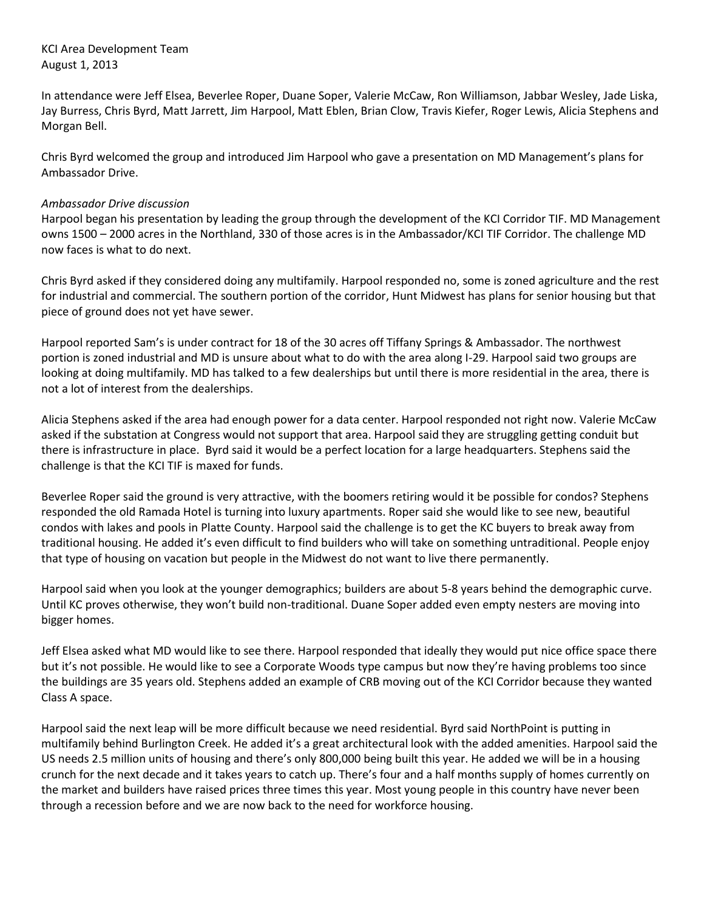KCI Area Development Team
August 1, 2013

In attendance were Jeff Elsea, Beverlee Roper, Duane Soper, Valerie McCaw, Ron Williamson, Jabbar Wesley, Jade Liska, Jay Burress, Chris Byrd, Matt Jarrett, Jim Harpool, Matt Eblen, Brian Clow, Travis Kiefer, Roger Lewis, Alicia Stephens and Morgan Bell.

Chris Byrd welcomed the group and introduced Jim Harpool who gave a presentation on MD Management's plans for Ambassador Drive.

*Ambassador Drive discussion*

Harpool began his presentation by leading the group through the development of the KCI Corridor TIF. MD Management owns 1500 – 2000 acres in the Northland, 330 of those acres is in the Ambassador/KCI TIF Corridor. The challenge MD now faces is what to do next.

Chris Byrd asked if they considered doing any multifamily. Harpool responded no, some is zoned agriculture and the rest for industrial and commercial. The southern portion of the corridor, Hunt Midwest has plans for senior housing but that piece of ground does not yet have sewer.

Harpool reported Sam's is under contract for 18 of the 30 acres off Tiffany Springs & Ambassador. The northwest portion is zoned industrial and MD is unsure about what to do with the area along I-29. Harpool said two groups are looking at doing multifamily. MD has talked to a few dealerships but until there is more residential in the area, there is not a lot of interest from the dealerships.

Alicia Stephens asked if the area had enough power for a data center. Harpool responded not right now. Valerie McCaw asked if the substation at Congress would not support that area. Harpool said they are struggling getting conduit but there is infrastructure in place. Byrd said it would be a perfect location for a large headquarters. Stephens said the challenge is that the KCI TIF is maxed for funds.

Beverlee Roper said the ground is very attractive, with the boomers retiring would it be possible for condos? Stephens responded the old Ramada Hotel is turning into luxury apartments. Roper said she would like to see new, beautiful condos with lakes and pools in Platte County. Harpool said the challenge is to get the KC buyers to break away from traditional housing. He added it's even difficult to find builders who will take on something untraditional. People enjoy that type of housing on vacation but people in the Midwest do not want to live there permanently.

Harpool said when you look at the younger demographics; builders are about 5-8 years behind the demographic curve. Until KC proves otherwise, they won't build non-traditional. Duane Soper added even empty nesters are moving into bigger homes.

Jeff Elsea asked what MD would like to see there. Harpool responded that ideally they would put nice office space there but it's not possible. He would like to see a Corporate Woods type campus but now they're having problems too since the buildings are 35 years old. Stephens added an example of CRB moving out of the KCI Corridor because they wanted Class A space.

Harpool said the next leap will be more difficult because we need residential. Byrd said NorthPoint is putting in multifamily behind Burlington Creek. He added it's a great architectural look with the added amenities. Harpool said the US needs 2.5 million units of housing and there's only 800,000 being built this year. He added we will be in a housing crunch for the next decade and it takes years to catch up. There's four and a half months supply of homes currently on the market and builders have raised prices three times this year. Most young people in this country have never been through a recession before and we are now back to the need for workforce housing.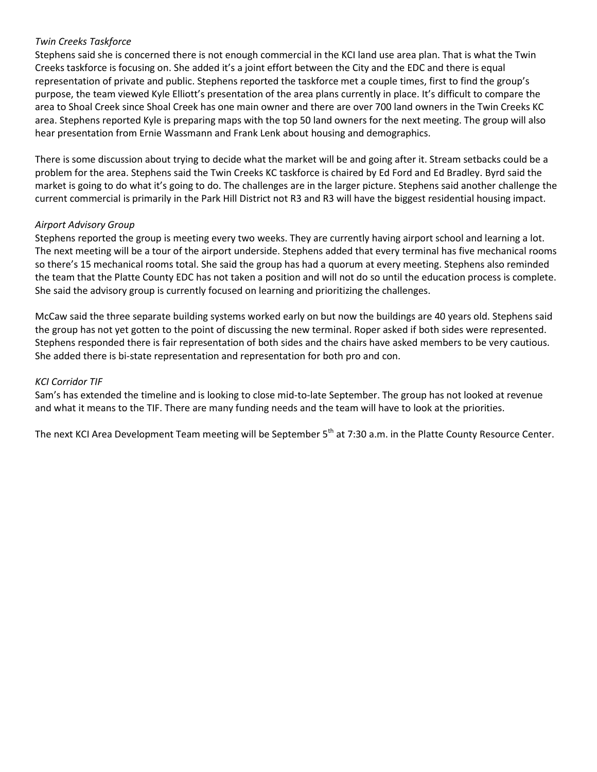*Twin Creeks Taskforce*

Stephens said she is concerned there is not enough commercial in the KCI land use area plan. That is what the Twin Creeks taskforce is focusing on. She added it's a joint effort between the City and the EDC and there is equal representation of private and public. Stephens reported the taskforce met a couple times, first to find the group's purpose, the team viewed Kyle Elliott's presentation of the area plans currently in place. It's difficult to compare the area to Shoal Creek since Shoal Creek has one main owner and there are over 700 land owners in the Twin Creeks KC area. Stephens reported Kyle is preparing maps with the top 50 land owners for the next meeting. The group will also hear presentation from Ernie Wassmann and Frank Lenk about housing and demographics.

There is some discussion about trying to decide what the market will be and going after it. Stream setbacks could be a problem for the area. Stephens said the Twin Creeks KC taskforce is chaired by Ed Ford and Ed Bradley. Byrd said the market is going to do what it's going to do. The challenges are in the larger picture. Stephens said another challenge the current commercial is primarily in the Park Hill District not R3 and R3 will have the biggest residential housing impact.

*Airport Advisory Group*

Stephens reported the group is meeting every two weeks. They are currently having airport school and learning a lot. The next meeting will be a tour of the airport underside. Stephens added that every terminal has five mechanical rooms so there's 15 mechanical rooms total. She said the group has had a quorum at every meeting. Stephens also reminded the team that the Platte County EDC has not taken a position and will not do so until the education process is complete. She said the advisory group is currently focused on learning and prioritizing the challenges.

McCaw said the three separate building systems worked early on but now the buildings are 40 years old. Stephens said the group has not yet gotten to the point of discussing the new terminal. Roper asked if both sides were represented. Stephens responded there is fair representation of both sides and the chairs have asked members to be very cautious. She added there is bi-state representation and representation for both pro and con.

*KCI Corridor TIF*

Sam's has extended the timeline and is looking to close mid-to-late September. The group has not looked at revenue and what it means to the TIF. There are many funding needs and the team will have to look at the priorities.

The next KCI Area Development Team meeting will be September 5th at 7:30 a.m. in the Platte County Resource Center.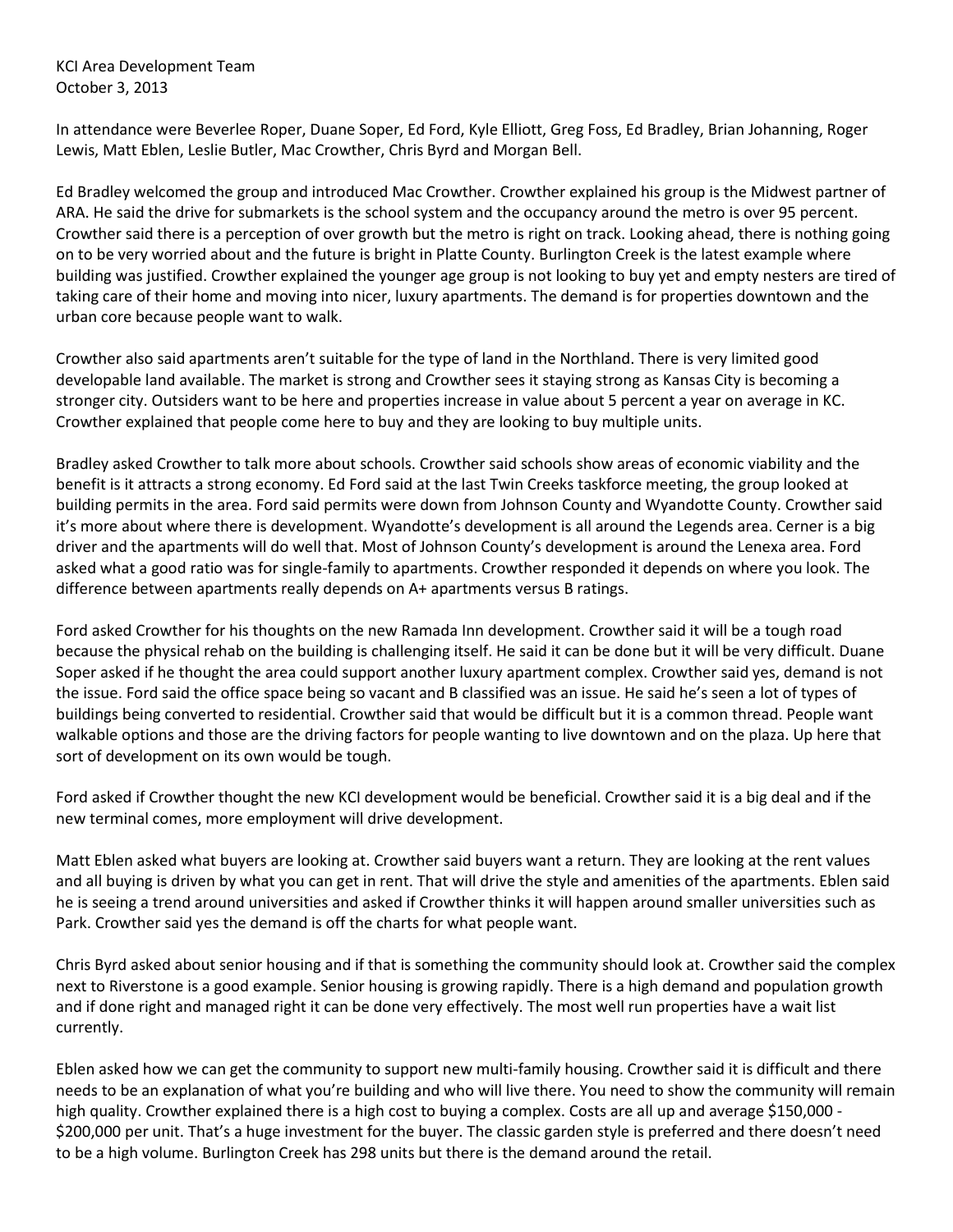KCI Area Development Team
October 3, 2013

In attendance were Beverlee Roper, Duane Soper, Ed Ford, Kyle Elliott, Greg Foss, Ed Bradley, Brian Johanning, Roger Lewis, Matt Eblen, Leslie Butler, Mac Crowther, Chris Byrd and Morgan Bell.

Ed Bradley welcomed the group and introduced Mac Crowther. Crowther explained his group is the Midwest partner of ARA. He said the drive for submarkets is the school system and the occupancy around the metro is over 95 percent. Crowther said there is a perception of over growth but the metro is right on track. Looking ahead, there is nothing going on to be very worried about and the future is bright in Platte County. Burlington Creek is the latest example where building was justified. Crowther explained the younger age group is not looking to buy yet and empty nesters are tired of taking care of their home and moving into nicer, luxury apartments. The demand is for properties downtown and the urban core because people want to walk.

Crowther also said apartments aren't suitable for the type of land in the Northland. There is very limited good developable land available. The market is strong and Crowther sees it staying strong as Kansas City is becoming a stronger city. Outsiders want to be here and properties increase in value about 5 percent a year on average in KC. Crowther explained that people come here to buy and they are looking to buy multiple units.

Bradley asked Crowther to talk more about schools. Crowther said schools show areas of economic viability and the benefit is it attracts a strong economy. Ed Ford said at the last Twin Creeks taskforce meeting, the group looked at building permits in the area. Ford said permits were down from Johnson County and Wyandotte County. Crowther said it's more about where there is development. Wyandotte's development is all around the Legends area. Cerner is a big driver and the apartments will do well that. Most of Johnson County's development is around the Lenexa area. Ford asked what a good ratio was for single-family to apartments. Crowther responded it depends on where you look. The difference between apartments really depends on A+ apartments versus B ratings.

Ford asked Crowther for his thoughts on the new Ramada Inn development. Crowther said it will be a tough road because the physical rehab on the building is challenging itself. He said it can be done but it will be very difficult. Duane Soper asked if he thought the area could support another luxury apartment complex. Crowther said yes, demand is not the issue. Ford said the office space being so vacant and B classified was an issue. He said he's seen a lot of types of buildings being converted to residential. Crowther said that would be difficult but it is a common thread. People want walkable options and those are the driving factors for people wanting to live downtown and on the plaza. Up here that sort of development on its own would be tough.

Ford asked if Crowther thought the new KCI development would be beneficial. Crowther said it is a big deal and if the new terminal comes, more employment will drive development.

Matt Eblen asked what buyers are looking at. Crowther said buyers want a return. They are looking at the rent values and all buying is driven by what you can get in rent. That will drive the style and amenities of the apartments. Eblen said he is seeing a trend around universities and asked if Crowther thinks it will happen around smaller universities such as Park. Crowther said yes the demand is off the charts for what people want.

Chris Byrd asked about senior housing and if that is something the community should look at. Crowther said the complex next to Riverstone is a good example. Senior housing is growing rapidly. There is a high demand and population growth and if done right and managed right it can be done very effectively. The most well run properties have a wait list currently.

Eblen asked how we can get the community to support new multi-family housing. Crowther said it is difficult and there needs to be an explanation of what you're building and who will live there. You need to show the community will remain high quality. Crowther explained there is a high cost to buying a complex. Costs are all up and average $150,000 - $200,000 per unit. That's a huge investment for the buyer. The classic garden style is preferred and there doesn't need to be a high volume. Burlington Creek has 298 units but there is the demand around the retail.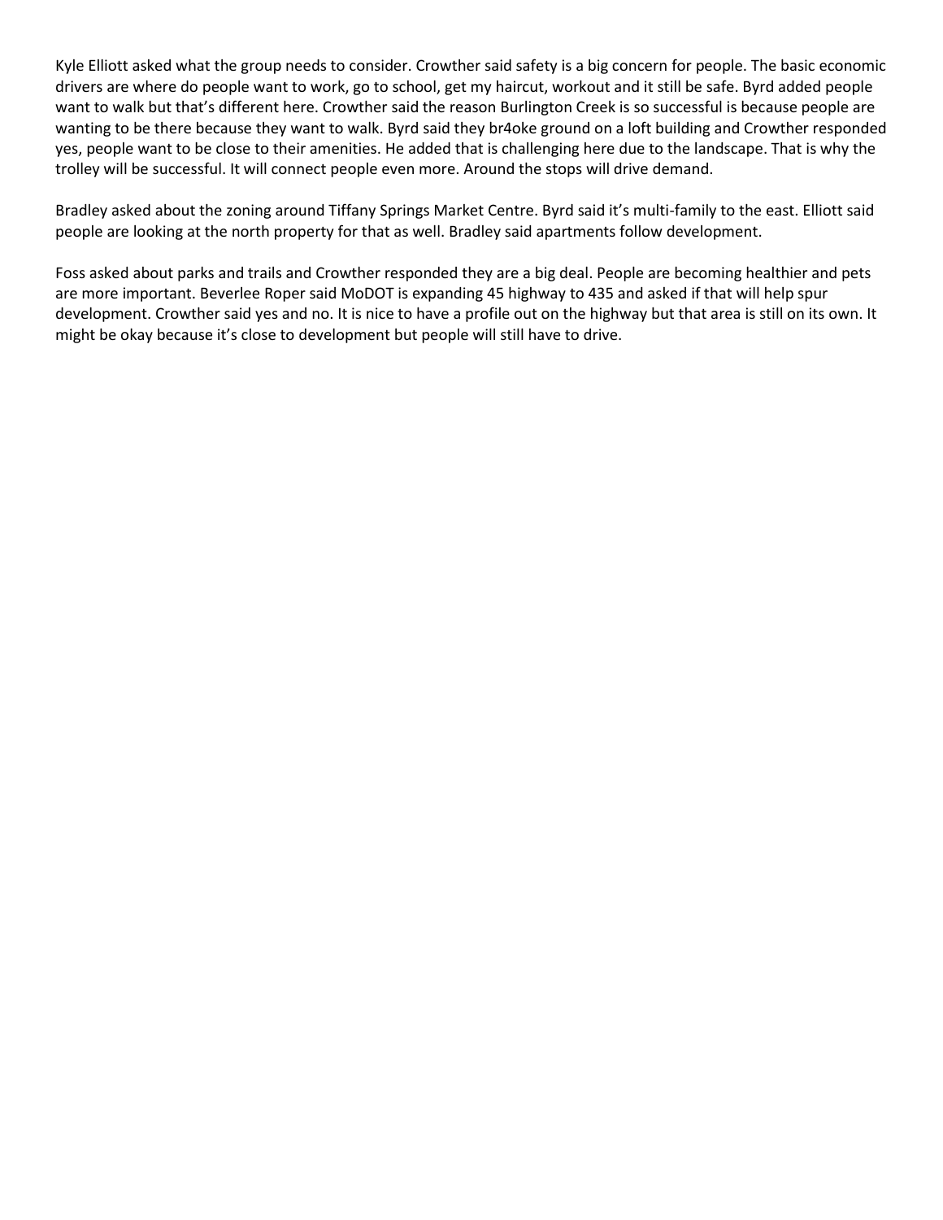Kyle Elliott asked what the group needs to consider. Crowther said safety is a big concern for people. The basic economic drivers are where do people want to work, go to school, get my haircut, workout and it still be safe. Byrd added people want to walk but that's different here. Crowther said the reason Burlington Creek is so successful is because people are wanting to be there because they want to walk. Byrd said they br4oke ground on a loft building and Crowther responded yes, people want to be close to their amenities. He added that is challenging here due to the landscape. That is why the trolley will be successful. It will connect people even more. Around the stops will drive demand.

Bradley asked about the zoning around Tiffany Springs Market Centre. Byrd said it's multi-family to the east. Elliott said people are looking at the north property for that as well. Bradley said apartments follow development.

Foss asked about parks and trails and Crowther responded they are a big deal. People are becoming healthier and pets are more important. Beverlee Roper said MoDOT is expanding 45 highway to 435 and asked if that will help spur development. Crowther said yes and no. It is nice to have a profile out on the highway but that area is still on its own. It might be okay because it's close to development but people will still have to drive.